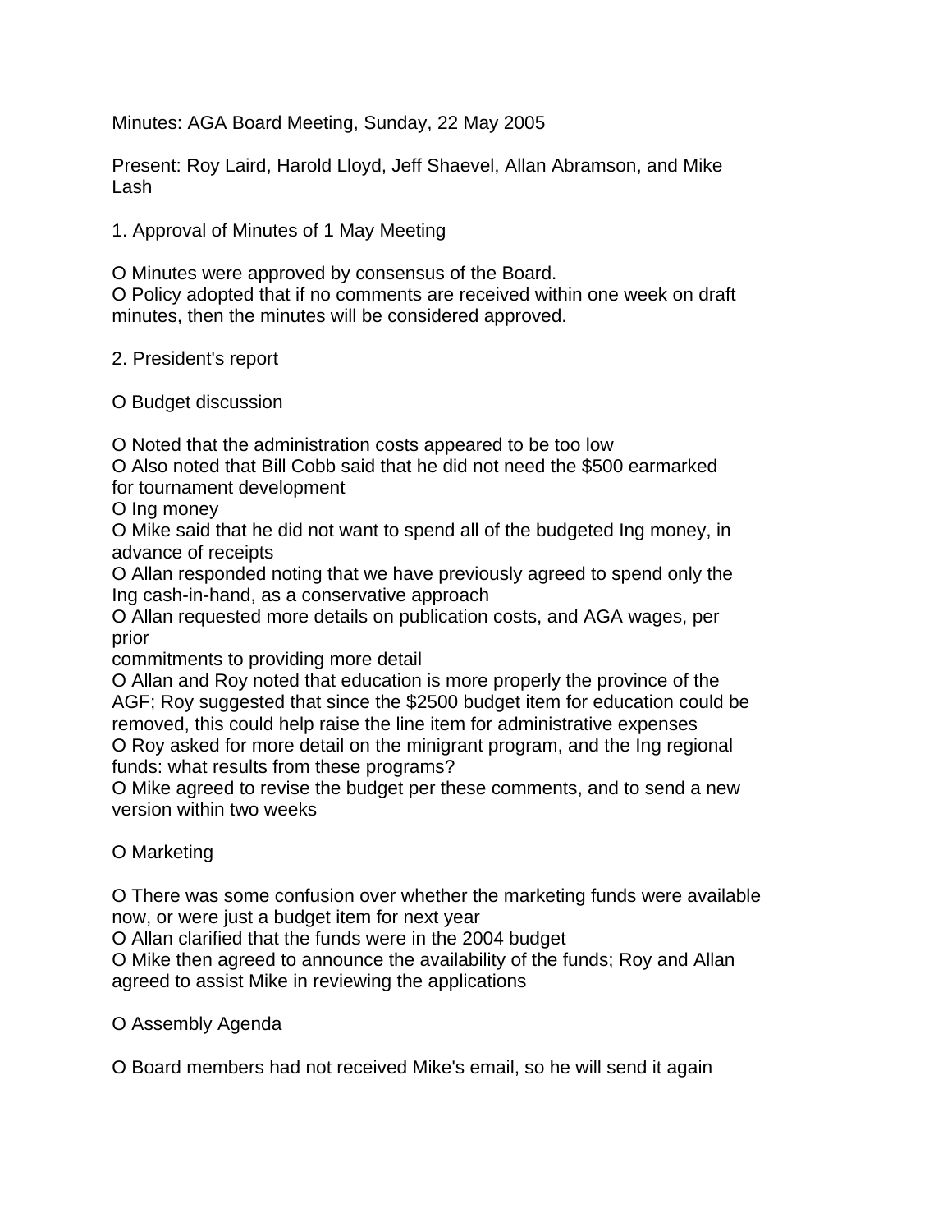Minutes: AGA Board Meeting, Sunday, 22 May 2005

Present: Roy Laird, Harold Lloyd, Jeff Shaevel, Allan Abramson, and Mike Lash

1. Approval of Minutes of 1 May Meeting

O Minutes were approved by consensus of the Board.
O Policy adopted that if no comments are received within one week on draft minutes, then the minutes will be considered approved.

2. President's report

O Budget discussion

O Noted that the administration costs appeared to be too low
O Also noted that Bill Cobb said that he did not need the $500 earmarked for tournament development
O Ing money
O Mike said that he did not want to spend all of the budgeted Ing money, in advance of receipts
O Allan responded noting that we have previously agreed to spend only the Ing cash-in-hand, as a conservative approach
O Allan requested more details on publication costs, and AGA wages, per prior
commitments to providing more detail
O Allan and Roy noted that education is more properly the province of the AGF; Roy suggested that since the $2500 budget item for education could be removed, this could help raise the line item for administrative expenses
O Roy asked for more detail on the minigrant program, and the Ing regional funds: what results from these programs?
O Mike agreed to revise the budget per these comments, and to send a new version within two weeks

O Marketing

O There was some confusion over whether the marketing funds were available now, or were just a budget item for next year
O Allan clarified that the funds were in the 2004 budget
O Mike then agreed to announce the availability of the funds; Roy and Allan agreed to assist Mike in reviewing the applications

O Assembly Agenda

O Board members had not received Mike's email, so he will send it again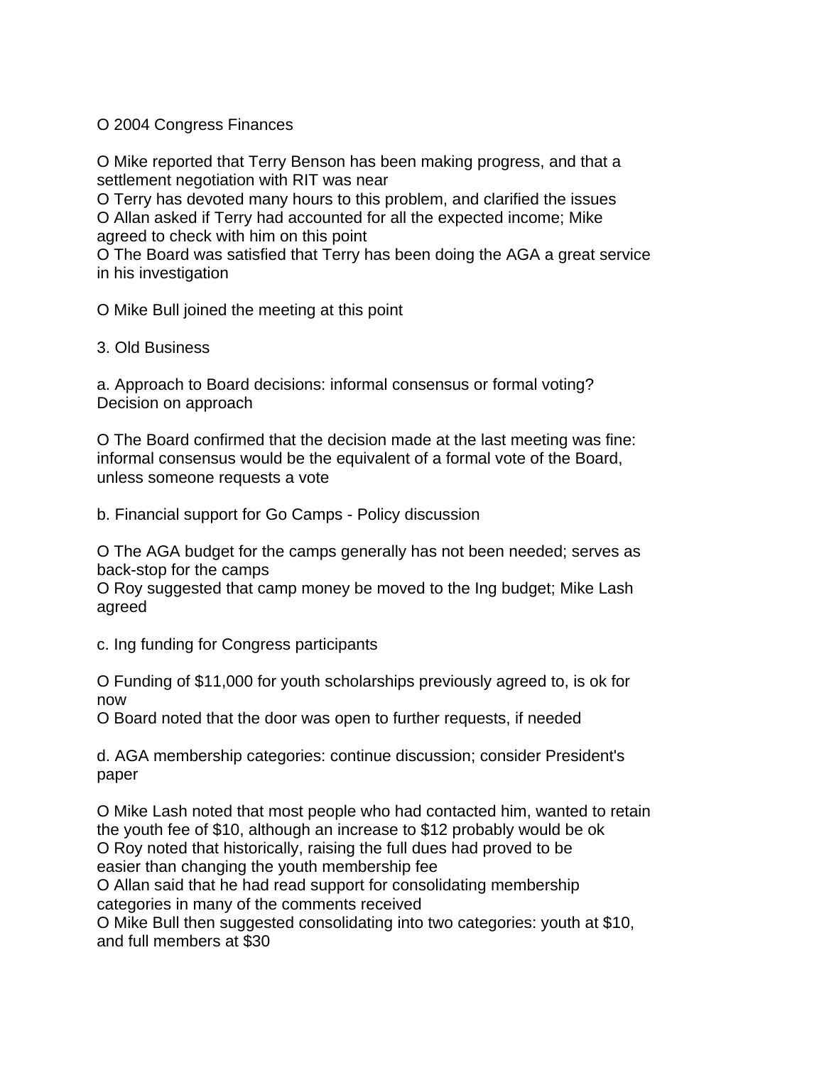O 2004 Congress Finances

O Mike reported that Terry Benson has been making progress, and that a settlement negotiation with RIT was near
O Terry has devoted many hours to this problem, and clarified the issues
O Allan asked if Terry had accounted for all the expected income; Mike agreed to check with him on this point
O The Board was satisfied that Terry has been doing the AGA a great service in his investigation

O Mike Bull joined the meeting at this point

3. Old Business

a. Approach to Board decisions: informal consensus or formal voting? Decision on approach

O The Board confirmed that the decision made at the last meeting was fine: informal consensus would be the equivalent of a formal vote of the Board, unless someone requests a vote

b. Financial support for Go Camps - Policy discussion

O The AGA budget for the camps generally has not been needed; serves as back-stop for the camps
O Roy suggested that camp money be moved to the Ing budget; Mike Lash agreed

c. Ing funding for Congress participants

O Funding of $11,000 for youth scholarships previously agreed to, is ok for now
O Board noted that the door was open to further requests, if needed

d. AGA membership categories: continue discussion; consider President's paper

O Mike Lash noted that most people who had contacted him, wanted to retain the youth fee of $10, although an increase to $12 probably would be ok
O Roy noted that historically, raising the full dues had proved to be easier than changing the youth membership fee
O Allan said that he had read support for consolidating membership categories in many of the comments received
O Mike Bull then suggested consolidating into two categories: youth at $10, and full members at $30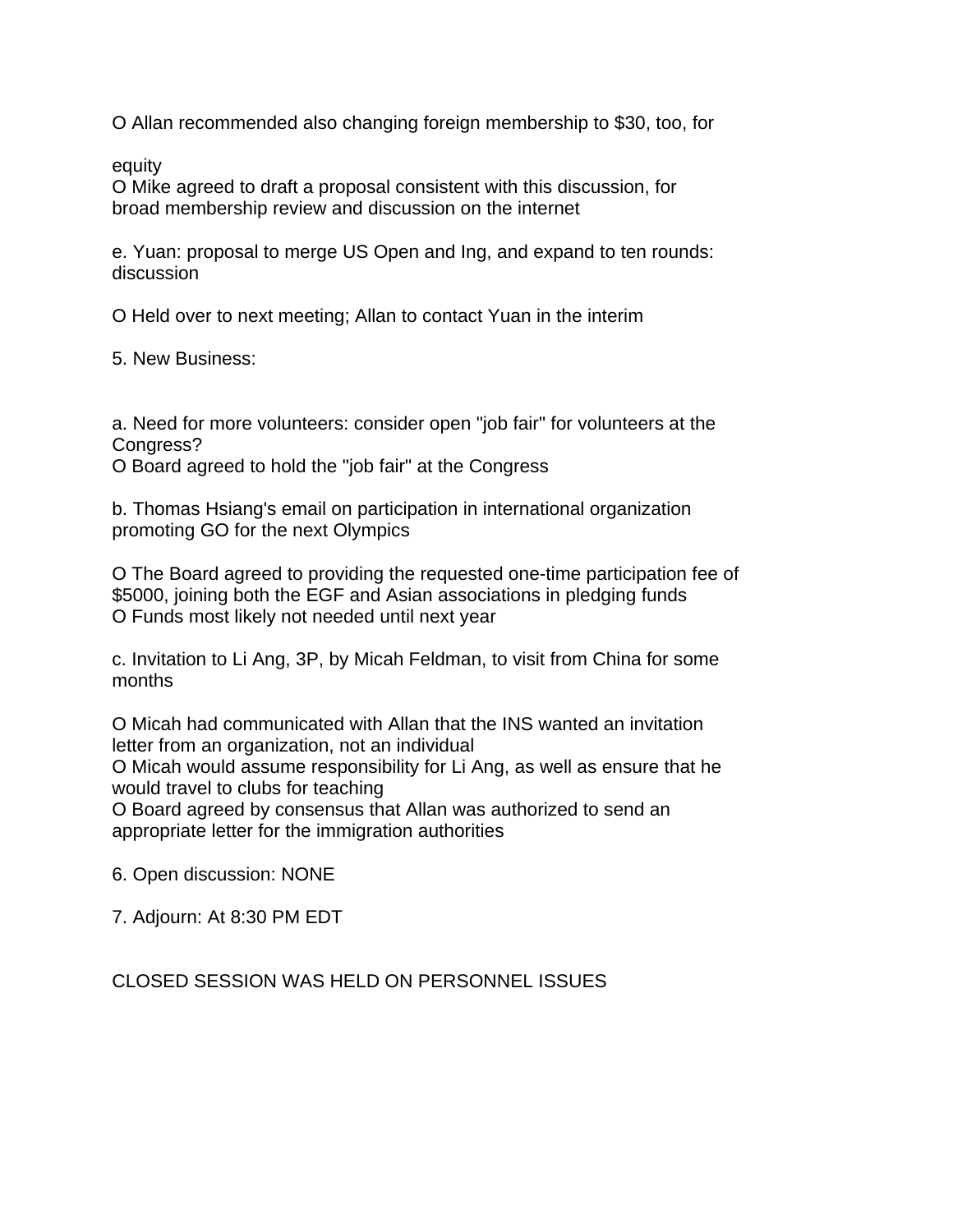O Allan recommended also changing foreign membership to $30, too, for

equity
O Mike agreed to draft a proposal consistent with this discussion, for broad membership review and discussion on the internet

e. Yuan: proposal to merge US Open and Ing, and expand to ten rounds: discussion

O Held over to next meeting; Allan to contact Yuan in the interim

5. New Business:

a. Need for more volunteers: consider open "job fair" for volunteers at the Congress?
O Board agreed to hold the "job fair" at the Congress

b. Thomas Hsiang's email on participation in international organization promoting GO for the next Olympics

O The Board agreed to providing the requested one-time participation fee of $5000, joining both the EGF and Asian associations in pledging funds
O Funds most likely not needed until next year

c. Invitation to Li Ang, 3P, by Micah Feldman, to visit from China for some months

O Micah had communicated with Allan that the INS wanted an invitation letter from an organization, not an individual
O Micah would assume responsibility for Li Ang, as well as ensure that he would travel to clubs for teaching
O Board agreed by consensus that Allan was authorized to send an appropriate letter for the immigration authorities

6. Open discussion: NONE

7. Adjourn: At 8:30 PM EDT

CLOSED SESSION WAS HELD ON PERSONNEL ISSUES